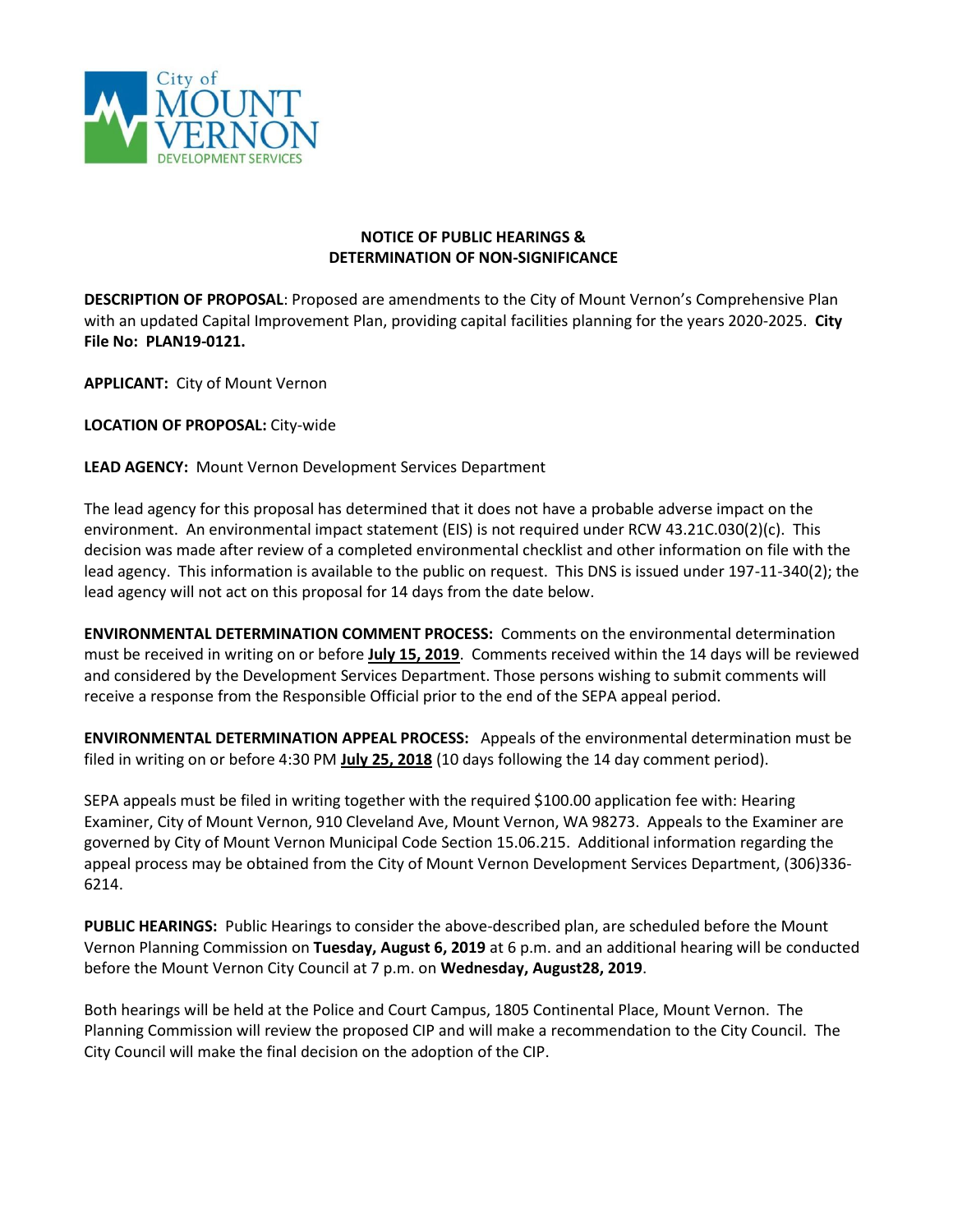City of MOUNT VERNON DEVELOPMENT SERVICES

**NOTICE OF PUBLIC HEARINGS &**
**DETERMINATION OF NON-SIGNIFICANCE**

**DESCRIPTION OF PROPOSAL**: Proposed are amendments to the City of Mount Vernon's Comprehensive Plan with an updated Capital Improvement Plan, providing capital facilities planning for the years 2020-2025. **City File No: PLAN19-0121.**

**APPLICANT:** City of Mount Vernon

**LOCATION OF PROPOSAL:** City-wide

**LEAD AGENCY:** Mount Vernon Development Services Department

The lead agency for this proposal has determined that it does not have a probable adverse impact on the environment. An environmental impact statement (EIS) is not required under RCW 43.21C.030(2)(c). This decision was made after review of a completed environmental checklist and other information on file with the lead agency. This information is available to the public on request. This DNS is issued under 197-11-340(2); the lead agency will not act on this proposal for 14 days from the date below.

**ENVIRONMENTAL DETERMINATION COMMENT PROCESS:** Comments on the environmental determination must be received in writing on or before **July 15, 2019**. Comments received within the 14 days will be reviewed and considered by the Development Services Department. Those persons wishing to submit comments will receive a response from the Responsible Official prior to the end of the SEPA appeal period.

**ENVIRONMENTAL DETERMINATION APPEAL PROCESS:** Appeals of the environmental determination must be filed in writing on or before 4:30 PM **July 25, 2018** (10 days following the 14 day comment period).

SEPA appeals must be filed in writing together with the required $100.00 application fee with: Hearing Examiner, City of Mount Vernon, 910 Cleveland Ave, Mount Vernon, WA 98273. Appeals to the Examiner are governed by City of Mount Vernon Municipal Code Section 15.06.215. Additional information regarding the appeal process may be obtained from the City of Mount Vernon Development Services Department, (306)336-6214.

**PUBLIC HEARINGS:** Public Hearings to consider the above-described plan, are scheduled before the Mount Vernon Planning Commission on **Tuesday, August 6, 2019** at 6 p.m. and an additional hearing will be conducted before the Mount Vernon City Council at 7 p.m. on **Wednesday, August28, 2019**.

Both hearings will be held at the Police and Court Campus, 1805 Continental Place, Mount Vernon. The Planning Commission will review the proposed CIP and will make a recommendation to the City Council. The City Council will make the final decision on the adoption of the CIP.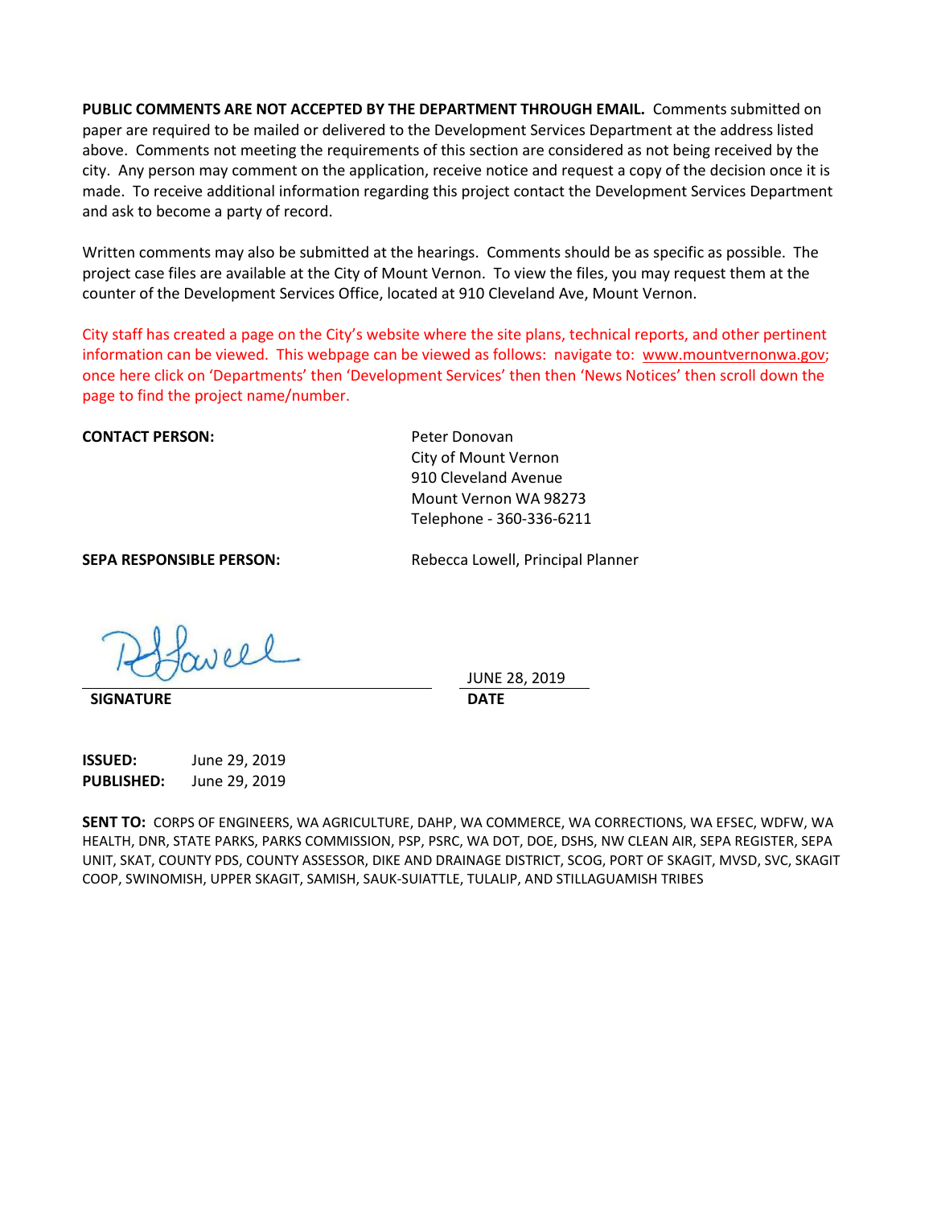**PUBLIC COMMENTS ARE NOT ACCEPTED BY THE DEPARTMENT THROUGH EMAIL.** Comments submitted on paper are required to be mailed or delivered to the Development Services Department at the address listed above. Comments not meeting the requirements of this section are considered as not being received by the city. Any person may comment on the application, receive notice and request a copy of the decision once it is made. To receive additional information regarding this project contact the Development Services Department and ask to become a party of record.

Written comments may also be submitted at the hearings. Comments should be as specific as possible. The project case files are available at the City of Mount Vernon. To view the files, you may request them at the counter of the Development Services Office, located at 910 Cleveland Ave, Mount Vernon.

City staff has created a page on the City's website where the site plans, technical reports, and other pertinent information can be viewed. This webpage can be viewed as follows: navigate to: www.mountvernonwa.gov; once here click on 'Departments' then 'Development Services' then then 'News Notices' then scroll down the page to find the project name/number.

**CONTACT PERSON:**

Peter Donovan
City of Mount Vernon
910 Cleveland Avenue
Mount Vernon WA 98273
Telephone - 360-336-6211

**SEPA RESPONSIBLE PERSON:** Rebecca Lowell, Principal Planner

**SIGNATURE**

JUNE 28, 2019
**DATE**

**ISSUED:** June 29, 2019
**PUBLISHED:** June 29, 2019

**SENT TO:** CORPS OF ENGINEERS, WA AGRICULTURE, DAHP, WA COMMERCE, WA CORRECTIONS, WA EFSEC, WDFW, WA HEALTH, DNR, STATE PARKS, PARKS COMMISSION, PSP, PSRC, WA DOT, DOE, DSHS, NW CLEAN AIR, SEPA REGISTER, SEPA UNIT, SKAT, COUNTY PDS, COUNTY ASSESSOR, DIKE AND DRAINAGE DISTRICT, SCOG, PORT OF SKAGIT, MVSD, SVC, SKAGIT COOP, SWINOMISH, UPPER SKAGIT, SAMISH, SAUK-SUIATTLE, TULALIP, AND STILLAGUAMISH TRIBES